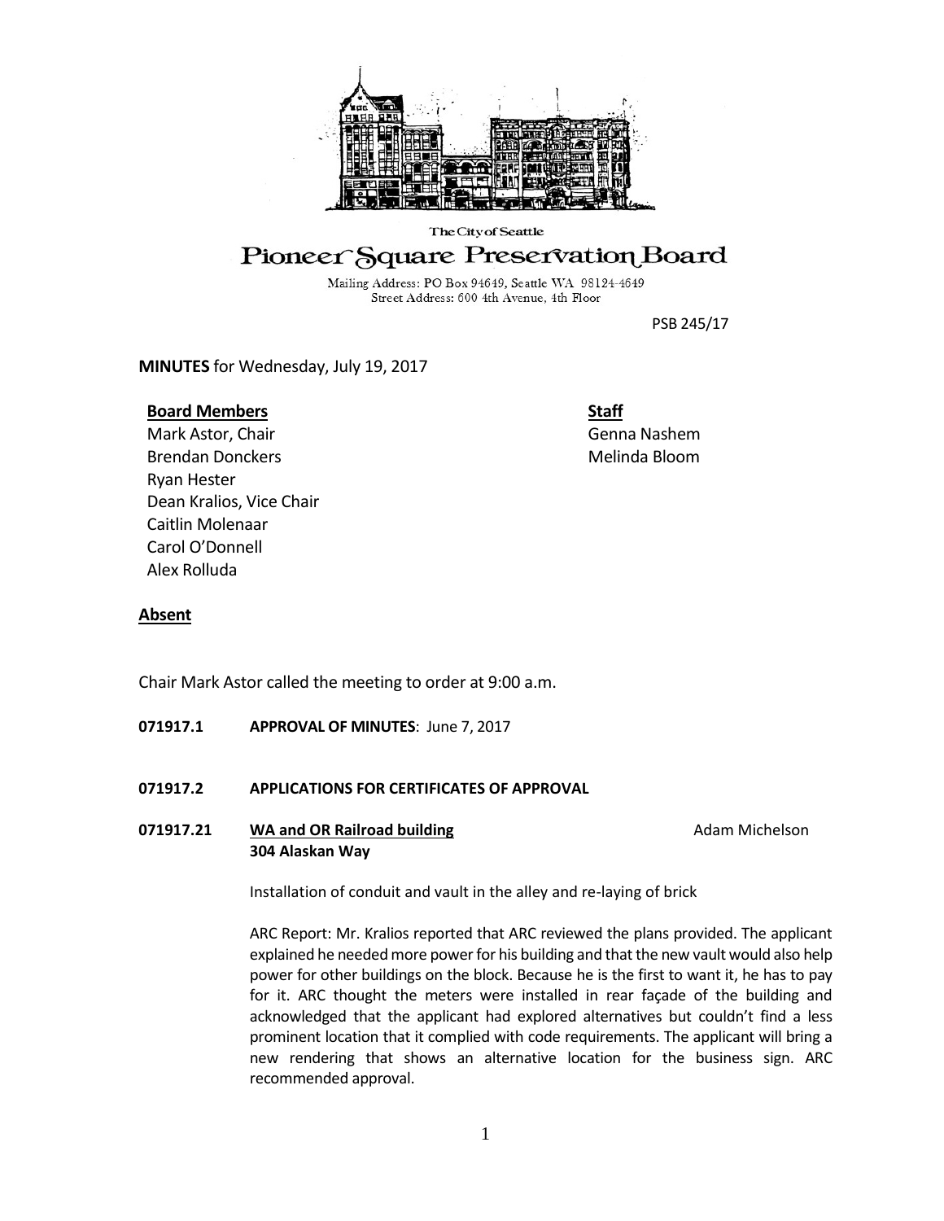The City of Seattle

# Pioneer Square Preservation Board

Mailing Address: PO Box 94649, Seattle WA 98124-4649
Street Address: 600 4th Avenue, 4th Floor

PSB 245/17

**MINUTES** for Wednesday, July 19, 2017

**Board Members**
Mark Astor, Chair
Brendan Donckers
Ryan Hester
Dean Kralios, Vice Chair
Caitlin Molenaar
Carol O'Donnell
Alex Rolluda

**Staff**
Genna Nashem
Melinda Bloom

**Absent**

Chair Mark Astor called the meeting to order at 9:00 a.m.

**071917.1 APPROVAL OF MINUTES**: June 7, 2017

**071917.2 APPLICATIONS FOR CERTIFICATES OF APPROVAL**

**071917.21 WA and OR Railroad building** Adam Michelson
**304 Alaskan Way**

Installation of conduit and vault in the alley and re-laying of brick

ARC Report: Mr. Kralios reported that ARC reviewed the plans provided. The applicant explained he needed more power for his building and that the new vault would also help power for other buildings on the block. Because he is the first to want it, he has to pay for it. ARC thought the meters were installed in rear façade of the building and acknowledged that the applicant had explored alternatives but couldn't find a less prominent location that it complied with code requirements. The applicant will bring a new rendering that shows an alternative location for the business sign. ARC recommended approval.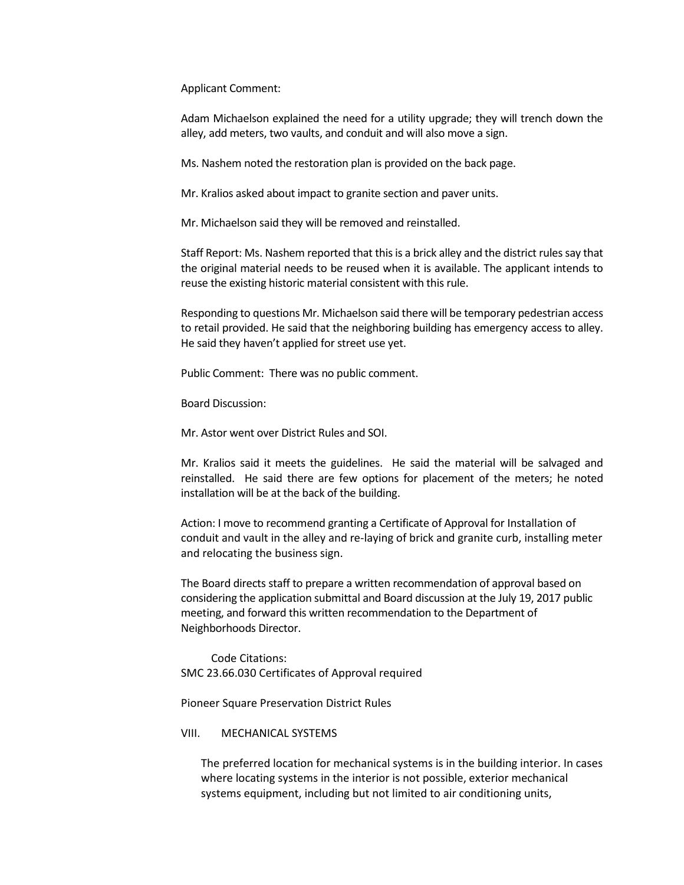Applicant Comment:

Adam Michaelson explained the need for a utility upgrade; they will trench down the alley, add meters, two vaults, and conduit and will also move a sign.

Ms. Nashem noted the restoration plan is provided on the back page.

Mr. Kralios asked about impact to granite section and paver units.

Mr. Michaelson said they will be removed and reinstalled.

Staff Report: Ms. Nashem reported that this is a brick alley and the district rules say that the original material needs to be reused when it is available. The applicant intends to reuse the existing historic material consistent with this rule.

Responding to questions Mr. Michaelson said there will be temporary pedestrian access to retail provided. He said that the neighboring building has emergency access to alley. He said they haven't applied for street use yet.

Public Comment: There was no public comment.

Board Discussion:

Mr. Astor went over District Rules and SOI.

Mr. Kralios said it meets the guidelines. He said the material will be salvaged and reinstalled. He said there are few options for placement of the meters; he noted installation will be at the back of the building.

Action: I move to recommend granting a Certificate of Approval for Installation of conduit and vault in the alley and re-laying of brick and granite curb, installing meter and relocating the business sign.

The Board directs staff to prepare a written recommendation of approval based on considering the application submittal and Board discussion at the July 19, 2017 public meeting, and forward this written recommendation to the Department of Neighborhoods Director.

Code Citations:
SMC 23.66.030 Certificates of Approval required

Pioneer Square Preservation District Rules

VIII. MECHANICAL SYSTEMS

The preferred location for mechanical systems is in the building interior. In cases where locating systems in the interior is not possible, exterior mechanical systems equipment, including but not limited to air conditioning units,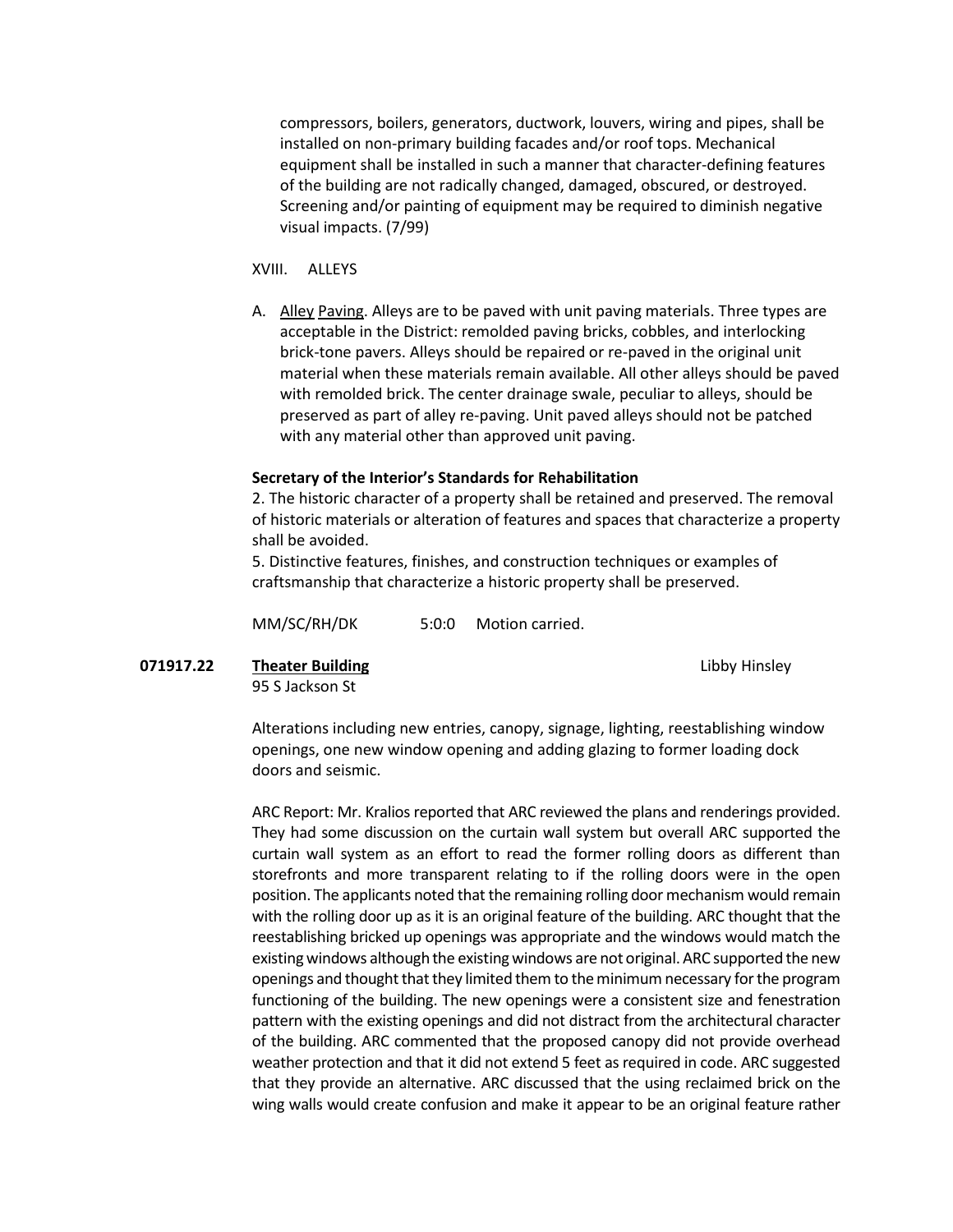compressors, boilers, generators, ductwork, louvers, wiring and pipes, shall be installed on non-primary building facades and/or roof tops. Mechanical equipment shall be installed in such a manner that character-defining features of the building are not radically changed, damaged, obscured, or destroyed. Screening and/or painting of equipment may be required to diminish negative visual impacts. (7/99)

XVIII. ALLEYS

A. Alley Paving. Alleys are to be paved with unit paving materials. Three types are acceptable in the District: remolded paving bricks, cobbles, and interlocking brick-tone pavers. Alleys should be repaired or re-paved in the original unit material when these materials remain available. All other alleys should be paved with remolded brick. The center drainage swale, peculiar to alleys, should be preserved as part of alley re-paving. Unit paved alleys should not be patched with any material other than approved unit paving.

**Secretary of the Interior's Standards for Rehabilitation**

2. The historic character of a property shall be retained and preserved. The removal of historic materials or alteration of features and spaces that characterize a property shall be avoided.
5. Distinctive features, finishes, and construction techniques or examples of craftsmanship that characterize a historic property shall be preserved.

MM/SC/RH/DK 5:0:0 Motion carried.

**071917.22** **Theater Building** Libby Hinsley
95 S Jackson St

Alterations including new entries, canopy, signage, lighting, reestablishing window openings, one new window opening and adding glazing to former loading dock doors and seismic.

ARC Report: Mr. Kralios reported that ARC reviewed the plans and renderings provided. They had some discussion on the curtain wall system but overall ARC supported the curtain wall system as an effort to read the former rolling doors as different than storefronts and more transparent relating to if the rolling doors were in the open position. The applicants noted that the remaining rolling door mechanism would remain with the rolling door up as it is an original feature of the building. ARC thought that the reestablishing bricked up openings was appropriate and the windows would match the existing windows although the existing windows are not original. ARC supported the new openings and thought that they limited them to the minimum necessary for the program functioning of the building. The new openings were a consistent size and fenestration pattern with the existing openings and did not distract from the architectural character of the building. ARC commented that the proposed canopy did not provide overhead weather protection and that it did not extend 5 feet as required in code. ARC suggested that they provide an alternative. ARC discussed that the using reclaimed brick on the wing walls would create confusion and make it appear to be an original feature rather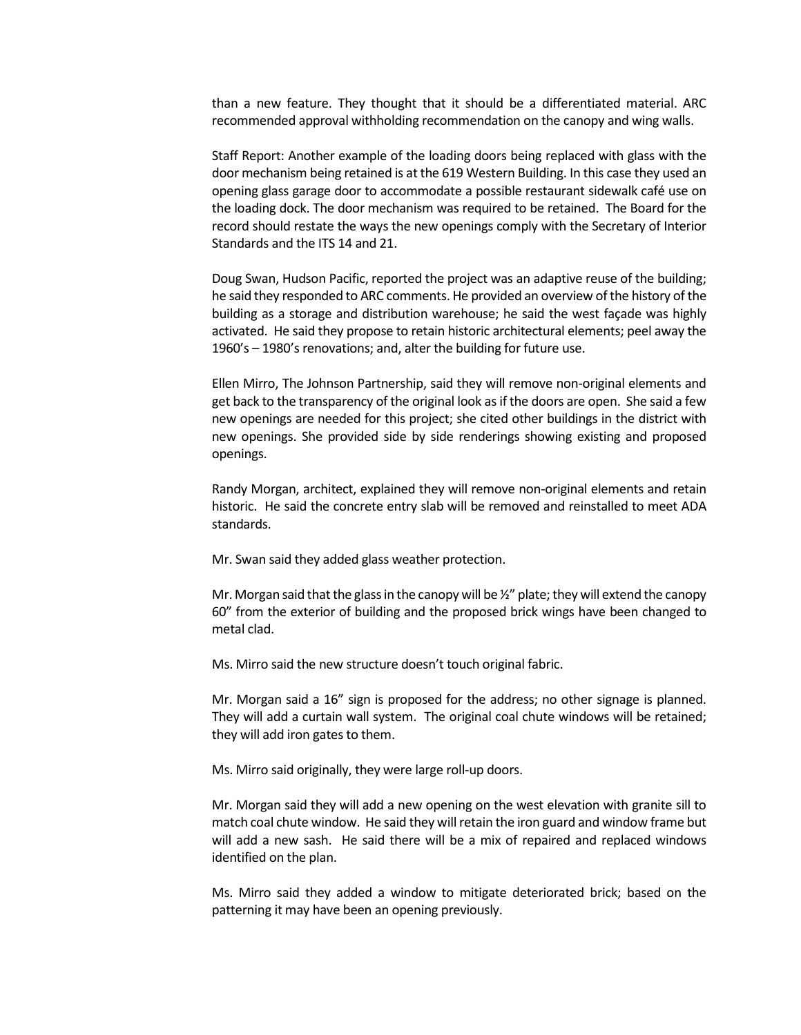than a new feature. They thought that it should be a differentiated material. ARC recommended approval withholding recommendation on the canopy and wing walls.

Staff Report: Another example of the loading doors being replaced with glass with the door mechanism being retained is at the 619 Western Building. In this case they used an opening glass garage door to accommodate a possible restaurant sidewalk café use on the loading dock. The door mechanism was required to be retained. The Board for the record should restate the ways the new openings comply with the Secretary of Interior Standards and the ITS 14 and 21.

Doug Swan, Hudson Pacific, reported the project was an adaptive reuse of the building; he said they responded to ARC comments. He provided an overview of the history of the building as a storage and distribution warehouse; he said the west façade was highly activated. He said they propose to retain historic architectural elements; peel away the 1960's – 1980's renovations; and, alter the building for future use.

Ellen Mirro, The Johnson Partnership, said they will remove non-original elements and get back to the transparency of the original look as if the doors are open. She said a few new openings are needed for this project; she cited other buildings in the district with new openings. She provided side by side renderings showing existing and proposed openings.

Randy Morgan, architect, explained they will remove non-original elements and retain historic. He said the concrete entry slab will be removed and reinstalled to meet ADA standards.

Mr. Swan said they added glass weather protection.

Mr. Morgan said that the glass in the canopy will be ½" plate; they will extend the canopy 60" from the exterior of building and the proposed brick wings have been changed to metal clad.

Ms. Mirro said the new structure doesn't touch original fabric.

Mr. Morgan said a 16" sign is proposed for the address; no other signage is planned. They will add a curtain wall system. The original coal chute windows will be retained; they will add iron gates to them.

Ms. Mirro said originally, they were large roll-up doors.

Mr. Morgan said they will add a new opening on the west elevation with granite sill to match coal chute window. He said they will retain the iron guard and window frame but will add a new sash. He said there will be a mix of repaired and replaced windows identified on the plan.

Ms. Mirro said they added a window to mitigate deteriorated brick; based on the patterning it may have been an opening previously.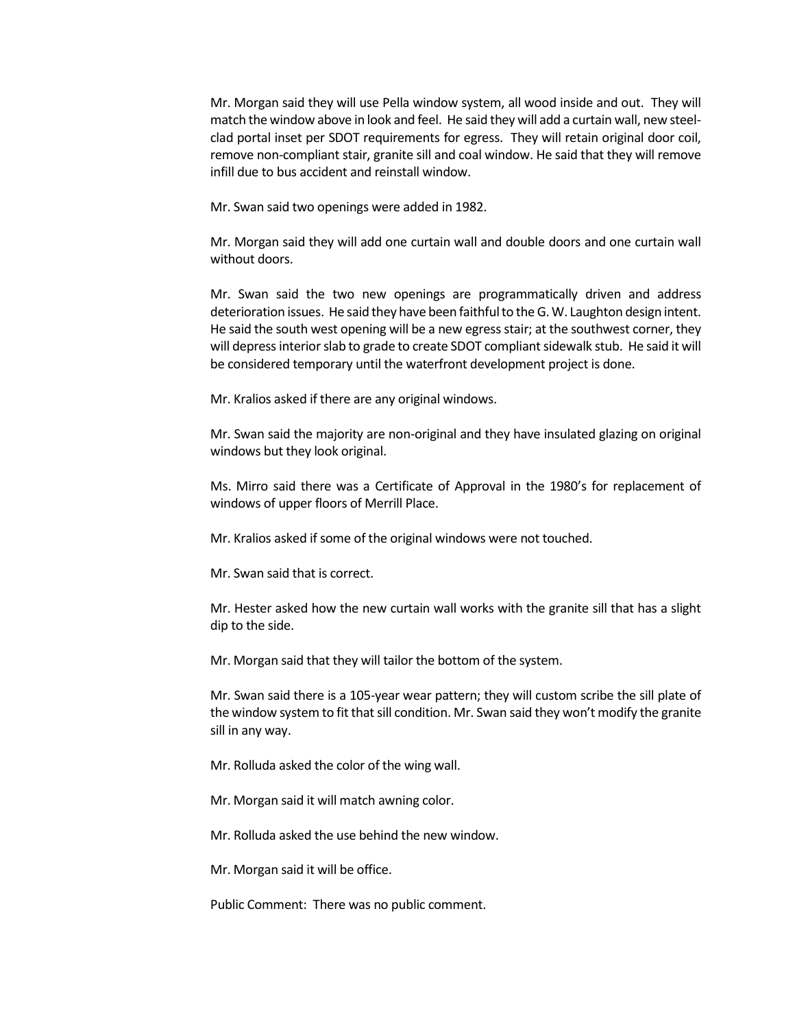Mr. Morgan said they will use Pella window system, all wood inside and out. They will match the window above in look and feel. He said they will add a curtain wall, new steel-clad portal inset per SDOT requirements for egress. They will retain original door coil, remove non-compliant stair, granite sill and coal window. He said that they will remove infill due to bus accident and reinstall window.

Mr. Swan said two openings were added in 1982.

Mr. Morgan said they will add one curtain wall and double doors and one curtain wall without doors.

Mr. Swan said the two new openings are programmatically driven and address deterioration issues. He said they have been faithful to the G. W. Laughton design intent. He said the south west opening will be a new egress stair; at the southwest corner, they will depress interior slab to grade to create SDOT compliant sidewalk stub. He said it will be considered temporary until the waterfront development project is done.

Mr. Kralios asked if there are any original windows.

Mr. Swan said the majority are non-original and they have insulated glazing on original windows but they look original.

Ms. Mirro said there was a Certificate of Approval in the 1980's for replacement of windows of upper floors of Merrill Place.

Mr. Kralios asked if some of the original windows were not touched.

Mr. Swan said that is correct.

Mr. Hester asked how the new curtain wall works with the granite sill that has a slight dip to the side.

Mr. Morgan said that they will tailor the bottom of the system.

Mr. Swan said there is a 105-year wear pattern; they will custom scribe the sill plate of the window system to fit that sill condition. Mr. Swan said they won't modify the granite sill in any way.

Mr. Rolluda asked the color of the wing wall.

Mr. Morgan said it will match awning color.

Mr. Rolluda asked the use behind the new window.

Mr. Morgan said it will be office.

Public Comment: There was no public comment.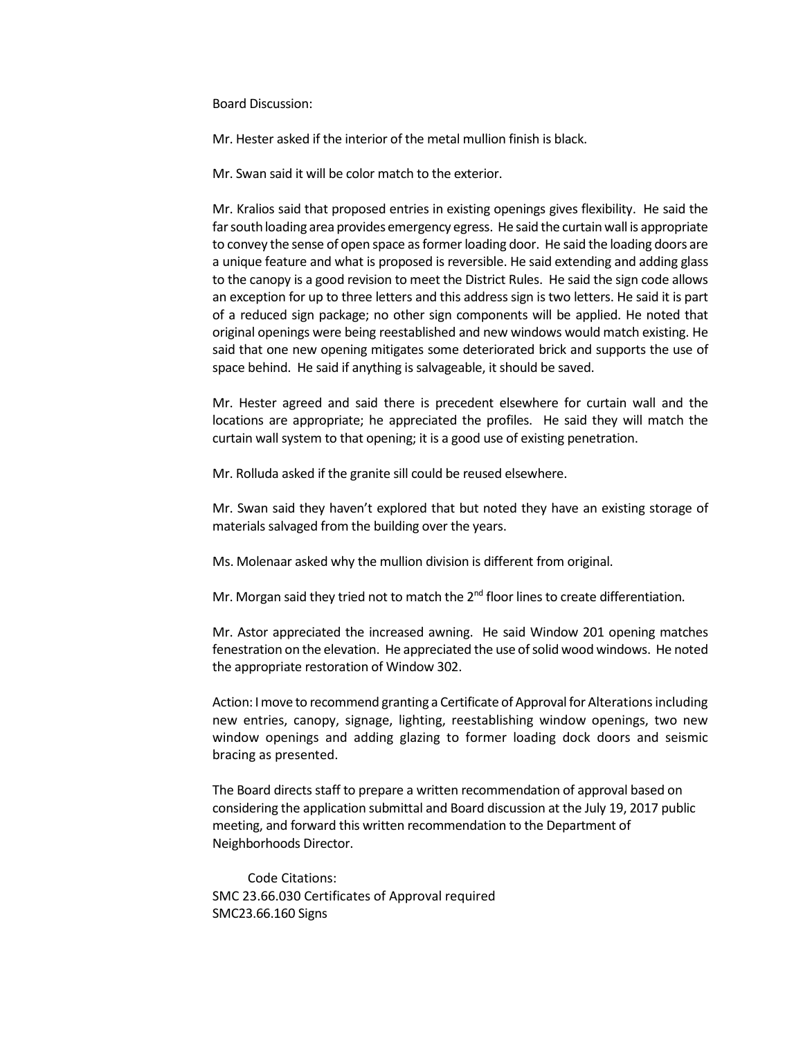Board Discussion:

Mr. Hester asked if the interior of the metal mullion finish is black.

Mr. Swan said it will be color match to the exterior.

Mr. Kralios said that proposed entries in existing openings gives flexibility. He said the far south loading area provides emergency egress. He said the curtain wall is appropriate to convey the sense of open space as former loading door. He said the loading doors are a unique feature and what is proposed is reversible. He said extending and adding glass to the canopy is a good revision to meet the District Rules. He said the sign code allows an exception for up to three letters and this address sign is two letters. He said it is part of a reduced sign package; no other sign components will be applied. He noted that original openings were being reestablished and new windows would match existing. He said that one new opening mitigates some deteriorated brick and supports the use of space behind. He said if anything is salvageable, it should be saved.

Mr. Hester agreed and said there is precedent elsewhere for curtain wall and the locations are appropriate; he appreciated the profiles. He said they will match the curtain wall system to that opening; it is a good use of existing penetration.

Mr. Rolluda asked if the granite sill could be reused elsewhere.

Mr. Swan said they haven't explored that but noted they have an existing storage of materials salvaged from the building over the years.

Ms. Molenaar asked why the mullion division is different from original.

Mr. Morgan said they tried not to match the 2nd floor lines to create differentiation.

Mr. Astor appreciated the increased awning. He said Window 201 opening matches fenestration on the elevation. He appreciated the use of solid wood windows. He noted the appropriate restoration of Window 302.

Action: I move to recommend granting a Certificate of Approval for Alterations including new entries, canopy, signage, lighting, reestablishing window openings, two new window openings and adding glazing to former loading dock doors and seismic bracing as presented.

The Board directs staff to prepare a written recommendation of approval based on considering the application submittal and Board discussion at the July 19, 2017 public meeting, and forward this written recommendation to the Department of Neighborhoods Director.

Code Citations:
SMC 23.66.030 Certificates of Approval required
SMC23.66.160 Signs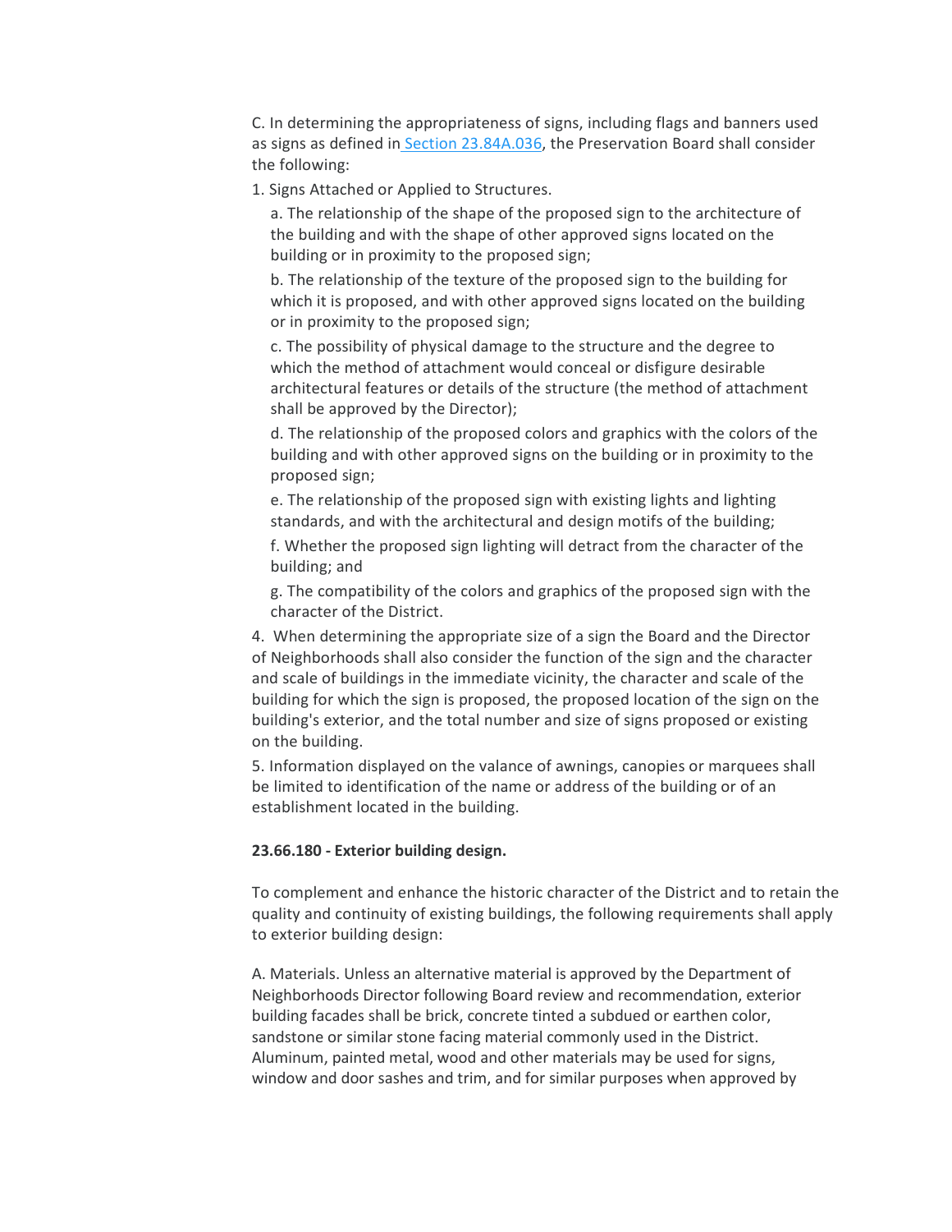C. In determining the appropriateness of signs, including flags and banners used as signs as defined in [Section 23.84A.036](), the Preservation Board shall consider the following:

1. Signs Attached or Applied to Structures.

   a. The relationship of the shape of the proposed sign to the architecture of the building and with the shape of other approved signs located on the building or in proximity to the proposed sign;

   b. The relationship of the texture of the proposed sign to the building for which it is proposed, and with other approved signs located on the building or in proximity to the proposed sign;

   c. The possibility of physical damage to the structure and the degree to which the method of attachment would conceal or disfigure desirable architectural features or details of the structure (the method of attachment shall be approved by the Director);

   d. The relationship of the proposed colors and graphics with the colors of the building and with other approved signs on the building or in proximity to the proposed sign;

   e. The relationship of the proposed sign with existing lights and lighting standards, and with the architectural and design motifs of the building;

   f. Whether the proposed sign lighting will detract from the character of the building; and

   g. The compatibility of the colors and graphics of the proposed sign with the character of the District.

4. When determining the appropriate size of a sign the Board and the Director of Neighborhoods shall also consider the function of the sign and the character and scale of buildings in the immediate vicinity, the character and scale of the building for which the sign is proposed, the proposed location of the sign on the building's exterior, and the total number and size of signs proposed or existing on the building.

5. Information displayed on the valance of awnings, canopies or marquees shall be limited to identification of the name or address of the building or of an establishment located in the building.

**23.66.180 - Exterior building design.**

To complement and enhance the historic character of the District and to retain the quality and continuity of existing buildings, the following requirements shall apply to exterior building design:

A. Materials. Unless an alternative material is approved by the Department of Neighborhoods Director following Board review and recommendation, exterior building facades shall be brick, concrete tinted a subdued or earthen color, sandstone or similar stone facing material commonly used in the District. Aluminum, painted metal, wood and other materials may be used for signs, window and door sashes and trim, and for similar purposes when approved by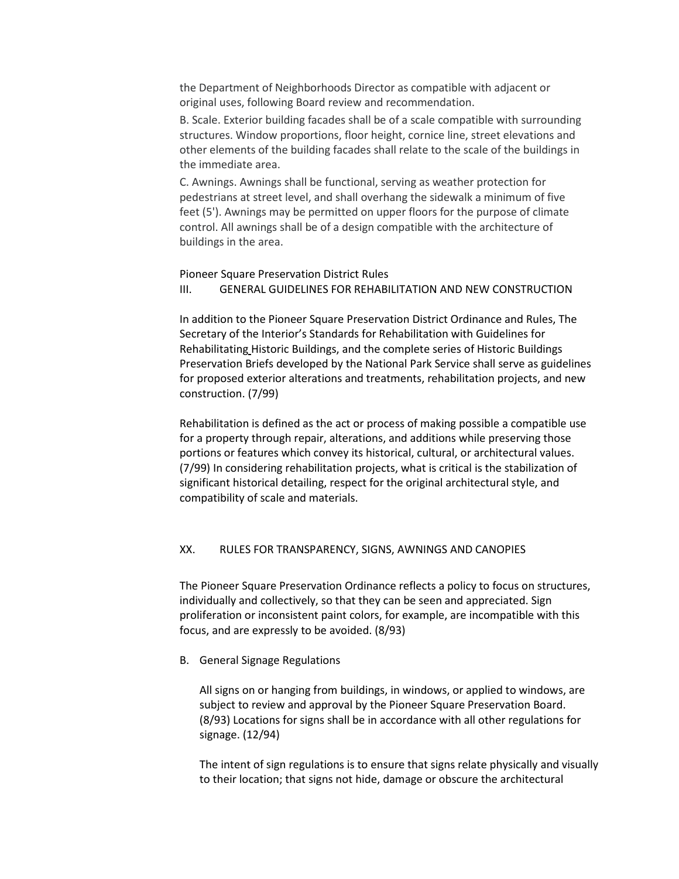the Department of Neighborhoods Director as compatible with adjacent or original uses, following Board review and recommendation.

B. Scale. Exterior building facades shall be of a scale compatible with surrounding structures. Window proportions, floor height, cornice line, street elevations and other elements of the building facades shall relate to the scale of the buildings in the immediate area.

C. Awnings. Awnings shall be functional, serving as weather protection for pedestrians at street level, and shall overhang the sidewalk a minimum of five feet (5'). Awnings may be permitted on upper floors for the purpose of climate control. All awnings shall be of a design compatible with the architecture of buildings in the area.

Pioneer Square Preservation District Rules

III. GENERAL GUIDELINES FOR REHABILITATION AND NEW CONSTRUCTION

In addition to the Pioneer Square Preservation District Ordinance and Rules, The Secretary of the Interior's Standards for Rehabilitation with Guidelines for Rehabilitating Historic Buildings, and the complete series of Historic Buildings Preservation Briefs developed by the National Park Service shall serve as guidelines for proposed exterior alterations and treatments, rehabilitation projects, and new construction. (7/99)

Rehabilitation is defined as the act or process of making possible a compatible use for a property through repair, alterations, and additions while preserving those portions or features which convey its historical, cultural, or architectural values. (7/99) In considering rehabilitation projects, what is critical is the stabilization of significant historical detailing, respect for the original architectural style, and compatibility of scale and materials.

XX. RULES FOR TRANSPARENCY, SIGNS, AWNINGS AND CANOPIES

The Pioneer Square Preservation Ordinance reflects a policy to focus on structures, individually and collectively, so that they can be seen and appreciated. Sign proliferation or inconsistent paint colors, for example, are incompatible with this focus, and are expressly to be avoided. (8/93)

B. General Signage Regulations

All signs on or hanging from buildings, in windows, or applied to windows, are subject to review and approval by the Pioneer Square Preservation Board. (8/93) Locations for signs shall be in accordance with all other regulations for signage. (12/94)

The intent of sign regulations is to ensure that signs relate physically and visually to their location; that signs not hide, damage or obscure the architectural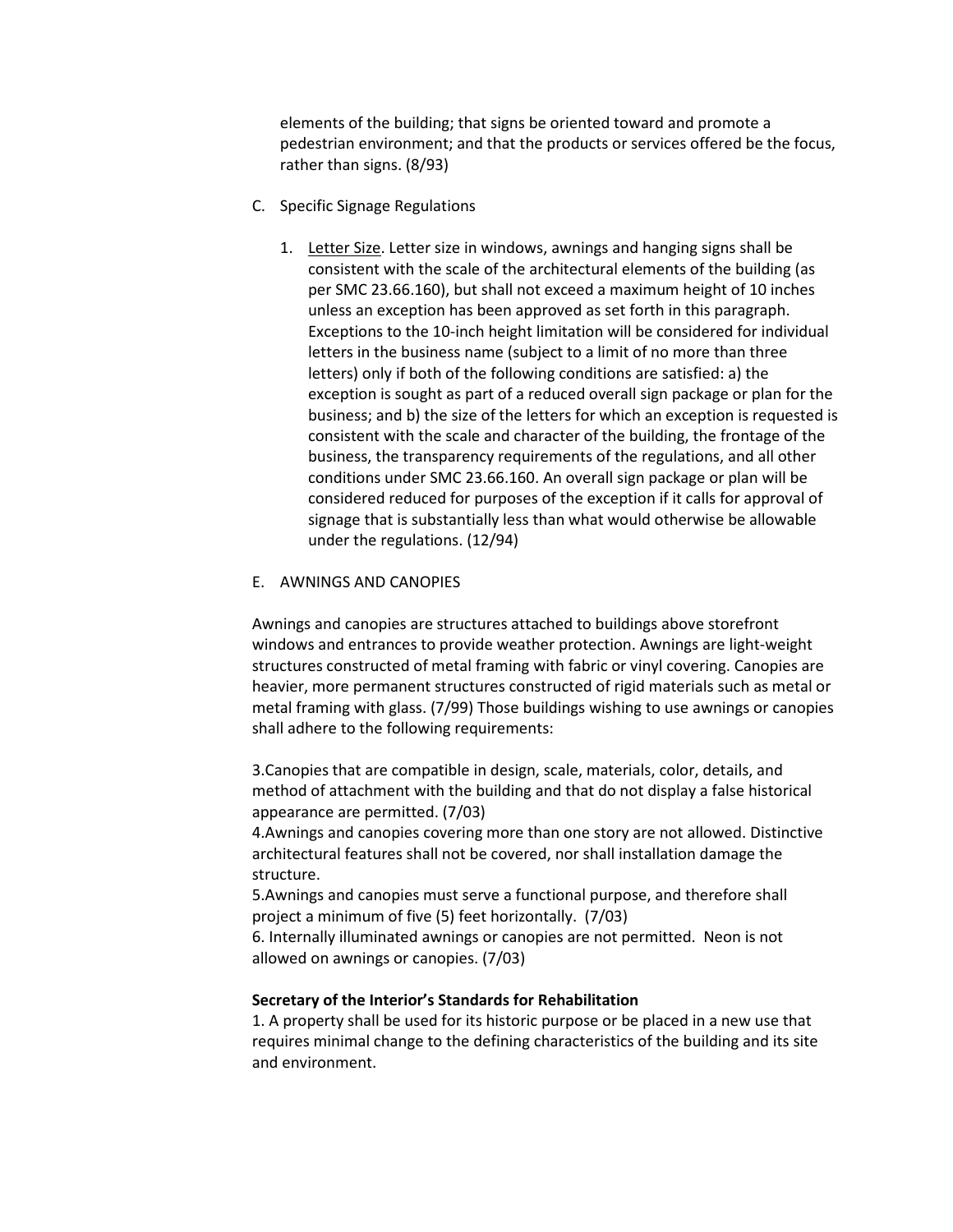elements of the building; that signs be oriented toward and promote a pedestrian environment; and that the products or services offered be the focus, rather than signs. (8/93)

C. Specific Signage Regulations

1. Letter Size. Letter size in windows, awnings and hanging signs shall be consistent with the scale of the architectural elements of the building (as per SMC 23.66.160), but shall not exceed a maximum height of 10 inches unless an exception has been approved as set forth in this paragraph. Exceptions to the 10-inch height limitation will be considered for individual letters in the business name (subject to a limit of no more than three letters) only if both of the following conditions are satisfied: a) the exception is sought as part of a reduced overall sign package or plan for the business; and b) the size of the letters for which an exception is requested is consistent with the scale and character of the building, the frontage of the business, the transparency requirements of the regulations, and all other conditions under SMC 23.66.160. An overall sign package or plan will be considered reduced for purposes of the exception if it calls for approval of signage that is substantially less than what would otherwise be allowable under the regulations. (12/94)

E. AWNINGS AND CANOPIES

Awnings and canopies are structures attached to buildings above storefront windows and entrances to provide weather protection. Awnings are light-weight structures constructed of metal framing with fabric or vinyl covering. Canopies are heavier, more permanent structures constructed of rigid materials such as metal or metal framing with glass. (7/99) Those buildings wishing to use awnings or canopies shall adhere to the following requirements:

3.Canopies that are compatible in design, scale, materials, color, details, and method of attachment with the building and that do not display a false historical appearance are permitted. (7/03)
4.Awnings and canopies covering more than one story are not allowed. Distinctive architectural features shall not be covered, nor shall installation damage the structure.
5.Awnings and canopies must serve a functional purpose, and therefore shall project a minimum of five (5) feet horizontally. (7/03)
6. Internally illuminated awnings or canopies are not permitted. Neon is not allowed on awnings or canopies. (7/03)

**Secretary of the Interior's Standards for Rehabilitation**
1. A property shall be used for its historic purpose or be placed in a new use that requires minimal change to the defining characteristics of the building and its site and environment.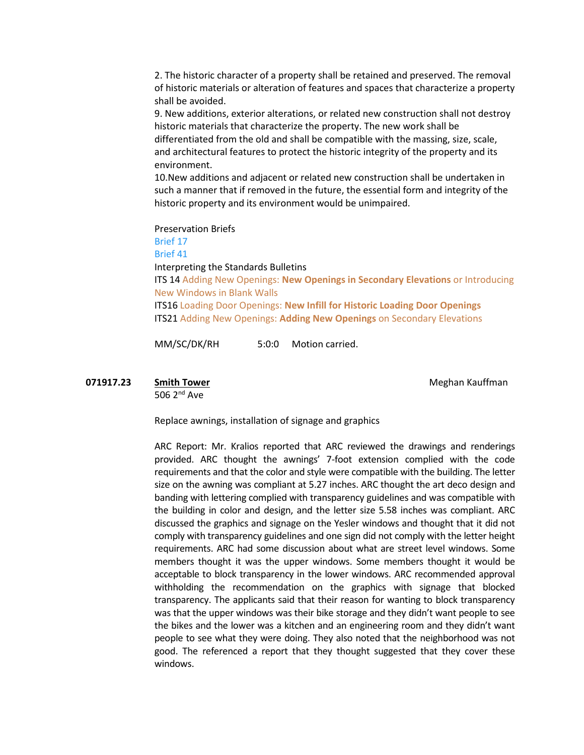2. The historic character of a property shall be retained and preserved. The removal of historic materials or alteration of features and spaces that characterize a property shall be avoided.
9. New additions, exterior alterations, or related new construction shall not destroy historic materials that characterize the property. The new work shall be differentiated from the old and shall be compatible with the massing, size, scale, and architectural features to protect the historic integrity of the property and its environment.
10.New additions and adjacent or related new construction shall be undertaken in such a manner that if removed in the future, the essential form and integrity of the historic property and its environment would be unimpaired.

Preservation Briefs
Brief 17
Brief 41
Interpreting the Standards Bulletins
ITS 14 Adding New Openings: **New Openings in Secondary Elevations** or Introducing New Windows in Blank Walls
ITS16 Loading Door Openings: **New Infill for Historic Loading Door Openings**
ITS21 Adding New Openings: **Adding New Openings** on Secondary Elevations

MM/SC/DK/RH 5:0:0 Motion carried.

**071917.23** **Smith Tower** Meghan Kauffman
506 2nd Ave

Replace awnings, installation of signage and graphics

ARC Report: Mr. Kralios reported that ARC reviewed the drawings and renderings provided. ARC thought the awnings' 7-foot extension complied with the code requirements and that the color and style were compatible with the building. The letter size on the awning was compliant at 5.27 inches. ARC thought the art deco design and banding with lettering complied with transparency guidelines and was compatible with the building in color and design, and the letter size 5.58 inches was compliant. ARC discussed the graphics and signage on the Yesler windows and thought that it did not comply with transparency guidelines and one sign did not comply with the letter height requirements. ARC had some discussion about what are street level windows. Some members thought it was the upper windows. Some members thought it would be acceptable to block transparency in the lower windows. ARC recommended approval withholding the recommendation on the graphics with signage that blocked transparency. The applicants said that their reason for wanting to block transparency was that the upper windows was their bike storage and they didn't want people to see the bikes and the lower was a kitchen and an engineering room and they didn't want people to see what they were doing. They also noted that the neighborhood was not good. The referenced a report that they thought suggested that they cover these windows.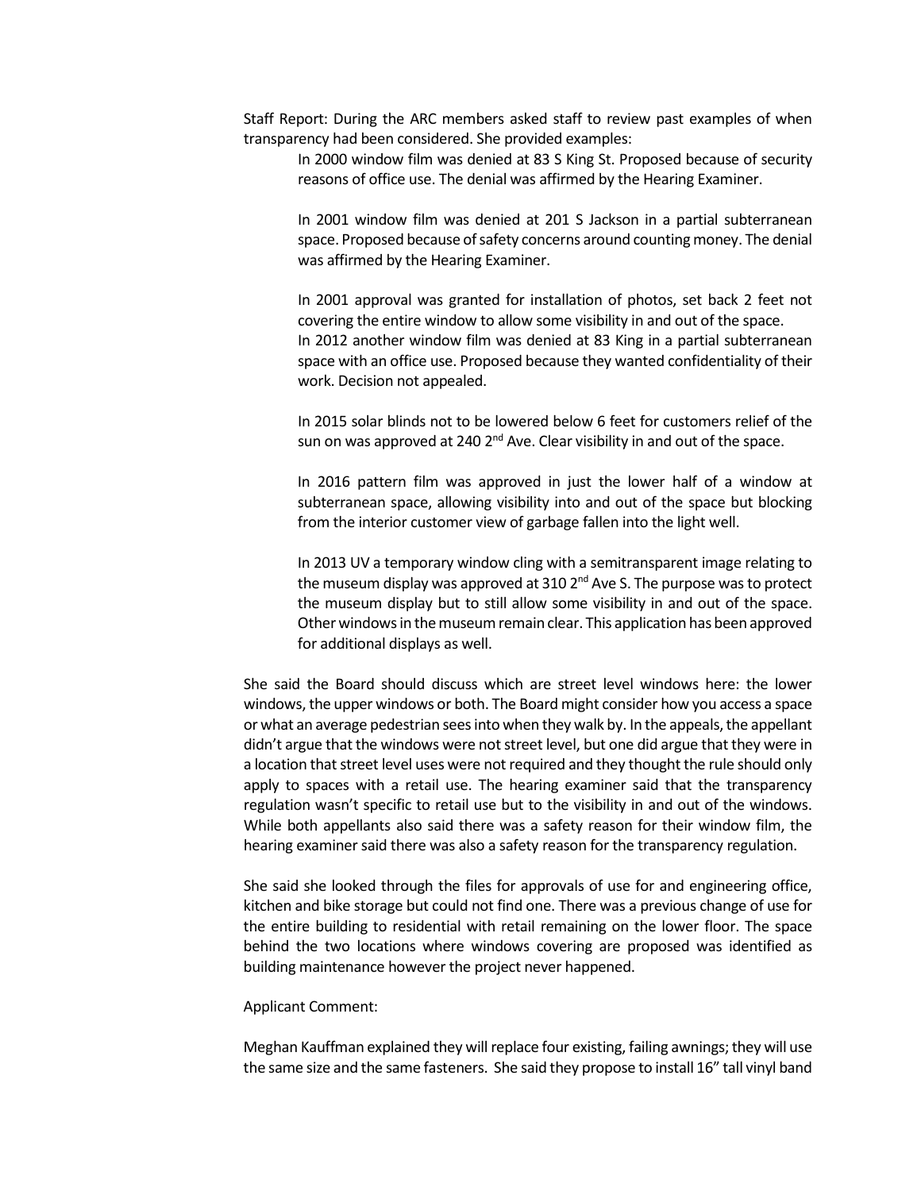Staff Report: During the ARC members asked staff to review past examples of when transparency had been considered. She provided examples:

> In 2000 window film was denied at 83 S King St. Proposed because of security reasons of office use. The denial was affirmed by the Hearing Examiner.
>
> In 2001 window film was denied at 201 S Jackson in a partial subterranean space. Proposed because of safety concerns around counting money. The denial was affirmed by the Hearing Examiner.
>
> In 2001 approval was granted for installation of photos, set back 2 feet not covering the entire window to allow some visibility in and out of the space.
> In 2012 another window film was denied at 83 King in a partial subterranean space with an office use. Proposed because they wanted confidentiality of their work. Decision not appealed.
>
> In 2015 solar blinds not to be lowered below 6 feet for customers relief of the sun on was approved at 240 2nd Ave. Clear visibility in and out of the space.
>
> In 2016 pattern film was approved in just the lower half of a window at subterranean space, allowing visibility into and out of the space but blocking from the interior customer view of garbage fallen into the light well.
>
> In 2013 UV a temporary window cling with a semitransparent image relating to the museum display was approved at 310 2nd Ave S. The purpose was to protect the museum display but to still allow some visibility in and out of the space. Other windows in the museum remain clear. This application has been approved for additional displays as well.

She said the Board should discuss which are street level windows here: the lower windows, the upper windows or both. The Board might consider how you access a space or what an average pedestrian sees into when they walk by. In the appeals, the appellant didn't argue that the windows were not street level, but one did argue that they were in a location that street level uses were not required and they thought the rule should only apply to spaces with a retail use. The hearing examiner said that the transparency regulation wasn't specific to retail use but to the visibility in and out of the windows. While both appellants also said there was a safety reason for their window film, the hearing examiner said there was also a safety reason for the transparency regulation.

She said she looked through the files for approvals of use for and engineering office, kitchen and bike storage but could not find one. There was a previous change of use for the entire building to residential with retail remaining on the lower floor. The space behind the two locations where windows covering are proposed was identified as building maintenance however the project never happened.

Applicant Comment:

Meghan Kauffman explained they will replace four existing, failing awnings; they will use the same size and the same fasteners. She said they propose to install 16" tall vinyl band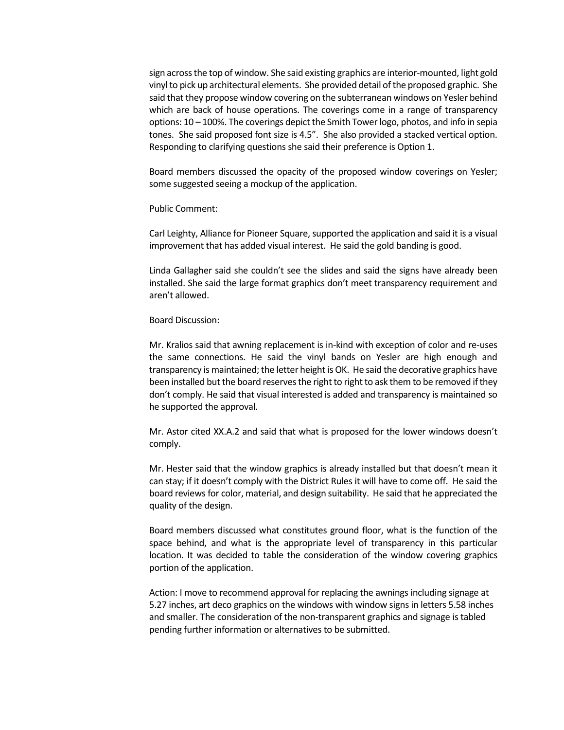sign across the top of window. She said existing graphics are interior-mounted, light gold vinyl to pick up architectural elements. She provided detail of the proposed graphic. She said that they propose window covering on the subterranean windows on Yesler behind which are back of house operations. The coverings come in a range of transparency options: 10 – 100%. The coverings depict the Smith Tower logo, photos, and info in sepia tones. She said proposed font size is 4.5". She also provided a stacked vertical option. Responding to clarifying questions she said their preference is Option 1.

Board members discussed the opacity of the proposed window coverings on Yesler; some suggested seeing a mockup of the application.

Public Comment:

Carl Leighty, Alliance for Pioneer Square, supported the application and said it is a visual improvement that has added visual interest. He said the gold banding is good.

Linda Gallagher said she couldn't see the slides and said the signs have already been installed. She said the large format graphics don't meet transparency requirement and aren't allowed.

Board Discussion:

Mr. Kralios said that awning replacement is in-kind with exception of color and re-uses the same connections. He said the vinyl bands on Yesler are high enough and transparency is maintained; the letter height is OK. He said the decorative graphics have been installed but the board reserves the right to right to ask them to be removed if they don't comply. He said that visual interested is added and transparency is maintained so he supported the approval.

Mr. Astor cited XX.A.2 and said that what is proposed for the lower windows doesn't comply.

Mr. Hester said that the window graphics is already installed but that doesn't mean it can stay; if it doesn't comply with the District Rules it will have to come off. He said the board reviews for color, material, and design suitability. He said that he appreciated the quality of the design.

Board members discussed what constitutes ground floor, what is the function of the space behind, and what is the appropriate level of transparency in this particular location. It was decided to table the consideration of the window covering graphics portion of the application.

Action: I move to recommend approval for replacing the awnings including signage at 5.27 inches, art deco graphics on the windows with window signs in letters 5.58 inches and smaller. The consideration of the non-transparent graphics and signage is tabled pending further information or alternatives to be submitted.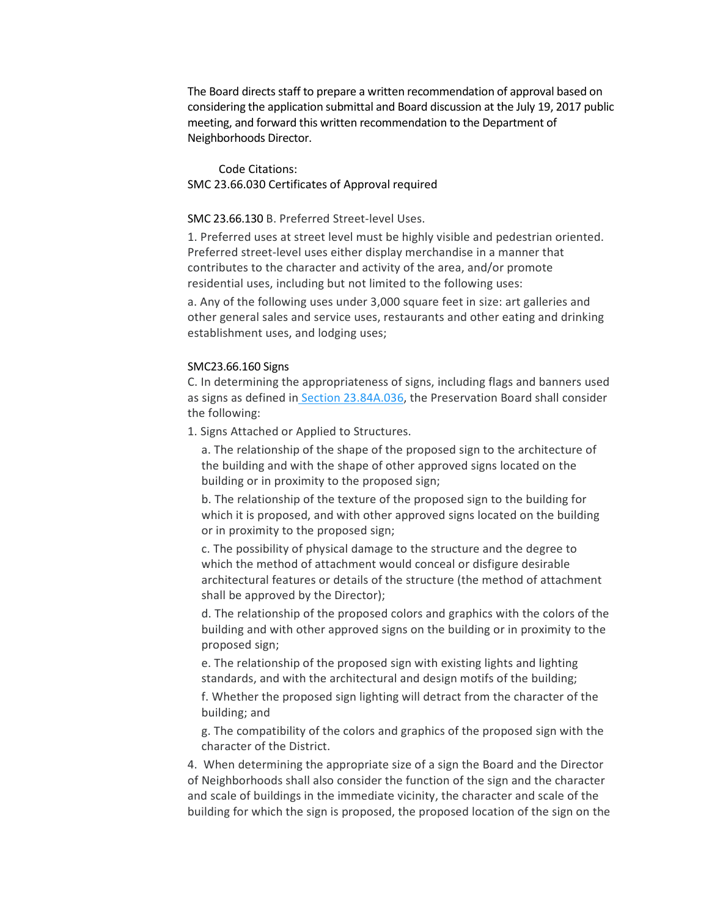The Board directs staff to prepare a written recommendation of approval based on considering the application submittal and Board discussion at the July 19, 2017 public meeting, and forward this written recommendation to the Department of Neighborhoods Director.

Code Citations:

SMC 23.66.030 Certificates of Approval required

SMC 23.66.130 B. Preferred Street-level Uses.

1. Preferred uses at street level must be highly visible and pedestrian oriented. Preferred street-level uses either display merchandise in a manner that contributes to the character and activity of the area, and/or promote residential uses, including but not limited to the following uses:

a. Any of the following uses under 3,000 square feet in size: art galleries and other general sales and service uses, restaurants and other eating and drinking establishment uses, and lodging uses;

SMC23.66.160 Signs

C. In determining the appropriateness of signs, including flags and banners used as signs as defined in Section 23.84A.036, the Preservation Board shall consider the following:

1. Signs Attached or Applied to Structures.

   a. The relationship of the shape of the proposed sign to the architecture of the building and with the shape of other approved signs located on the building or in proximity to the proposed sign;

   b. The relationship of the texture of the proposed sign to the building for which it is proposed, and with other approved signs located on the building or in proximity to the proposed sign;

   c. The possibility of physical damage to the structure and the degree to which the method of attachment would conceal or disfigure desirable architectural features or details of the structure (the method of attachment shall be approved by the Director);

   d. The relationship of the proposed colors and graphics with the colors of the building and with other approved signs on the building or in proximity to the proposed sign;

   e. The relationship of the proposed sign with existing lights and lighting standards, and with the architectural and design motifs of the building;

   f. Whether the proposed sign lighting will detract from the character of the building; and

   g. The compatibility of the colors and graphics of the proposed sign with the character of the District.

4. When determining the appropriate size of a sign the Board and the Director of Neighborhoods shall also consider the function of the sign and the character and scale of buildings in the immediate vicinity, the character and scale of the building for which the sign is proposed, the proposed location of the sign on the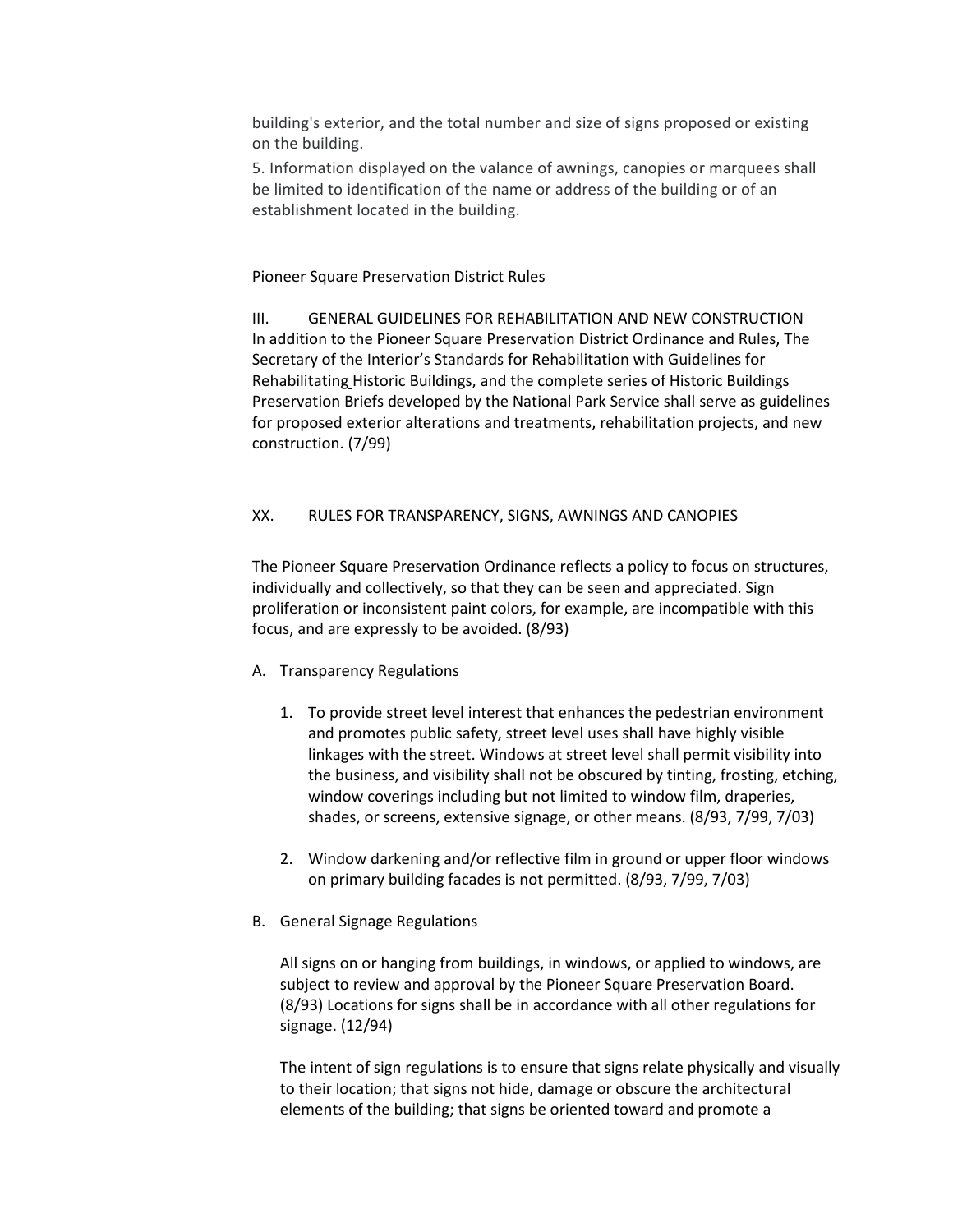building's exterior, and the total number and size of signs proposed or existing on the building.

5. Information displayed on the valance of awnings, canopies or marquees shall be limited to identification of the name or address of the building or of an establishment located in the building.

Pioneer Square Preservation District Rules

## III. GENERAL GUIDELINES FOR REHABILITATION AND NEW CONSTRUCTION

In addition to the Pioneer Square Preservation District Ordinance and Rules, The Secretary of the Interior's Standards for Rehabilitation with Guidelines for Rehabilitating Historic Buildings, and the complete series of Historic Buildings Preservation Briefs developed by the National Park Service shall serve as guidelines for proposed exterior alterations and treatments, rehabilitation projects, and new construction. (7/99)

## XX. RULES FOR TRANSPARENCY, SIGNS, AWNINGS AND CANOPIES

The Pioneer Square Preservation Ordinance reflects a policy to focus on structures, individually and collectively, so that they can be seen and appreciated. Sign proliferation or inconsistent paint colors, for example, are incompatible with this focus, and are expressly to be avoided. (8/93)

A. Transparency Regulations

1. To provide street level interest that enhances the pedestrian environment and promotes public safety, street level uses shall have highly visible linkages with the street. Windows at street level shall permit visibility into the business, and visibility shall not be obscured by tinting, frosting, etching, window coverings including but not limited to window film, draperies, shades, or screens, extensive signage, or other means. (8/93, 7/99, 7/03)

2. Window darkening and/or reflective film in ground or upper floor windows on primary building facades is not permitted. (8/93, 7/99, 7/03)

B. General Signage Regulations

All signs on or hanging from buildings, in windows, or applied to windows, are subject to review and approval by the Pioneer Square Preservation Board. (8/93) Locations for signs shall be in accordance with all other regulations for signage. (12/94)

The intent of sign regulations is to ensure that signs relate physically and visually to their location; that signs not hide, damage or obscure the architectural elements of the building; that signs be oriented toward and promote a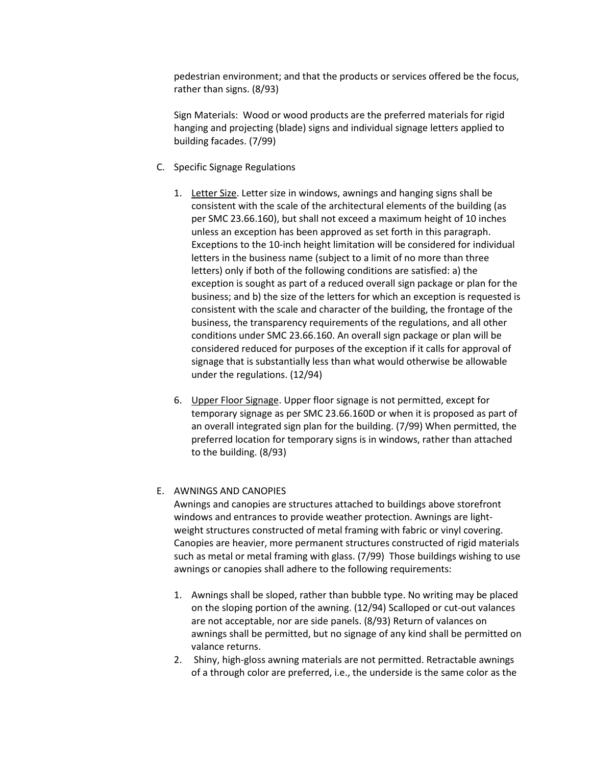pedestrian environment; and that the products or services offered be the focus, rather than signs. (8/93)

Sign Materials: Wood or wood products are the preferred materials for rigid hanging and projecting (blade) signs and individual signage letters applied to building facades. (7/99)

C. Specific Signage Regulations

1. Letter Size. Letter size in windows, awnings and hanging signs shall be consistent with the scale of the architectural elements of the building (as per SMC 23.66.160), but shall not exceed a maximum height of 10 inches unless an exception has been approved as set forth in this paragraph. Exceptions to the 10-inch height limitation will be considered for individual letters in the business name (subject to a limit of no more than three letters) only if both of the following conditions are satisfied: a) the exception is sought as part of a reduced overall sign package or plan for the business; and b) the size of the letters for which an exception is requested is consistent with the scale and character of the building, the frontage of the business, the transparency requirements of the regulations, and all other conditions under SMC 23.66.160. An overall sign package or plan will be considered reduced for purposes of the exception if it calls for approval of signage that is substantially less than what would otherwise be allowable under the regulations. (12/94)

6. Upper Floor Signage. Upper floor signage is not permitted, except for temporary signage as per SMC 23.66.160D or when it is proposed as part of an overall integrated sign plan for the building. (7/99) When permitted, the preferred location for temporary signs is in windows, rather than attached to the building. (8/93)

E. AWNINGS AND CANOPIES

Awnings and canopies are structures attached to buildings above storefront windows and entrances to provide weather protection. Awnings are light-weight structures constructed of metal framing with fabric or vinyl covering. Canopies are heavier, more permanent structures constructed of rigid materials such as metal or metal framing with glass. (7/99) Those buildings wishing to use awnings or canopies shall adhere to the following requirements:

1. Awnings shall be sloped, rather than bubble type. No writing may be placed on the sloping portion of the awning. (12/94) Scalloped or cut-out valances are not acceptable, nor are side panels. (8/93) Return of valances on awnings shall be permitted, but no signage of any kind shall be permitted on valance returns.
2. Shiny, high-gloss awning materials are not permitted. Retractable awnings of a through color are preferred, i.e., the underside is the same color as the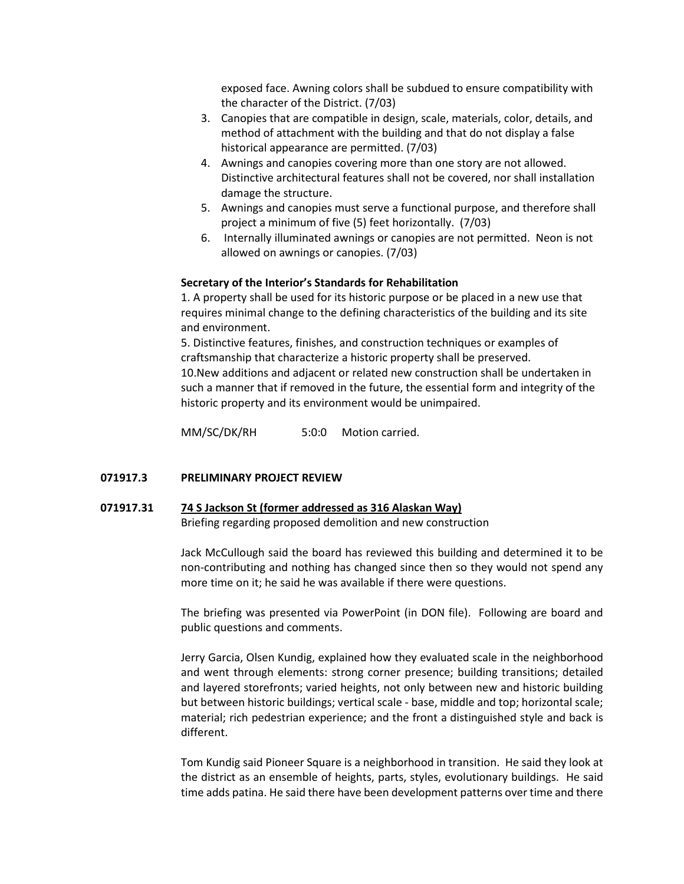exposed face. Awning colors shall be subdued to ensure compatibility with the character of the District. (7/03)

3. Canopies that are compatible in design, scale, materials, color, details, and method of attachment with the building and that do not display a false historical appearance are permitted. (7/03)
4. Awnings and canopies covering more than one story are not allowed. Distinctive architectural features shall not be covered, nor shall installation damage the structure.
5. Awnings and canopies must serve a functional purpose, and therefore shall project a minimum of five (5) feet horizontally. (7/03)
6. Internally illuminated awnings or canopies are not permitted. Neon is not allowed on awnings or canopies. (7/03)

**Secretary of the Interior's Standards for Rehabilitation**

1. A property shall be used for its historic purpose or be placed in a new use that requires minimal change to the defining characteristics of the building and its site and environment.

5. Distinctive features, finishes, and construction techniques or examples of craftsmanship that characterize a historic property shall be preserved.

10. New additions and adjacent or related new construction shall be undertaken in such a manner that if removed in the future, the essential form and integrity of the historic property and its environment would be unimpaired.

MM/SC/DK/RH 5:0:0 Motion carried.

**071917.3 PRELIMINARY PROJECT REVIEW**

**071917.31 74 S Jackson St (former addressed as 316 Alaskan Way)**

Briefing regarding proposed demolition and new construction

Jack McCullough said the board has reviewed this building and determined it to be non-contributing and nothing has changed since then so they would not spend any more time on it; he said he was available if there were questions.

The briefing was presented via PowerPoint (in DON file). Following are board and public questions and comments.

Jerry Garcia, Olsen Kundig, explained how they evaluated scale in the neighborhood and went through elements: strong corner presence; building transitions; detailed and layered storefronts; varied heights, not only between new and historic building but between historic buildings; vertical scale - base, middle and top; horizontal scale; material; rich pedestrian experience; and the front a distinguished style and back is different.

Tom Kundig said Pioneer Square is a neighborhood in transition. He said they look at the district as an ensemble of heights, parts, styles, evolutionary buildings. He said time adds patina. He said there have been development patterns over time and there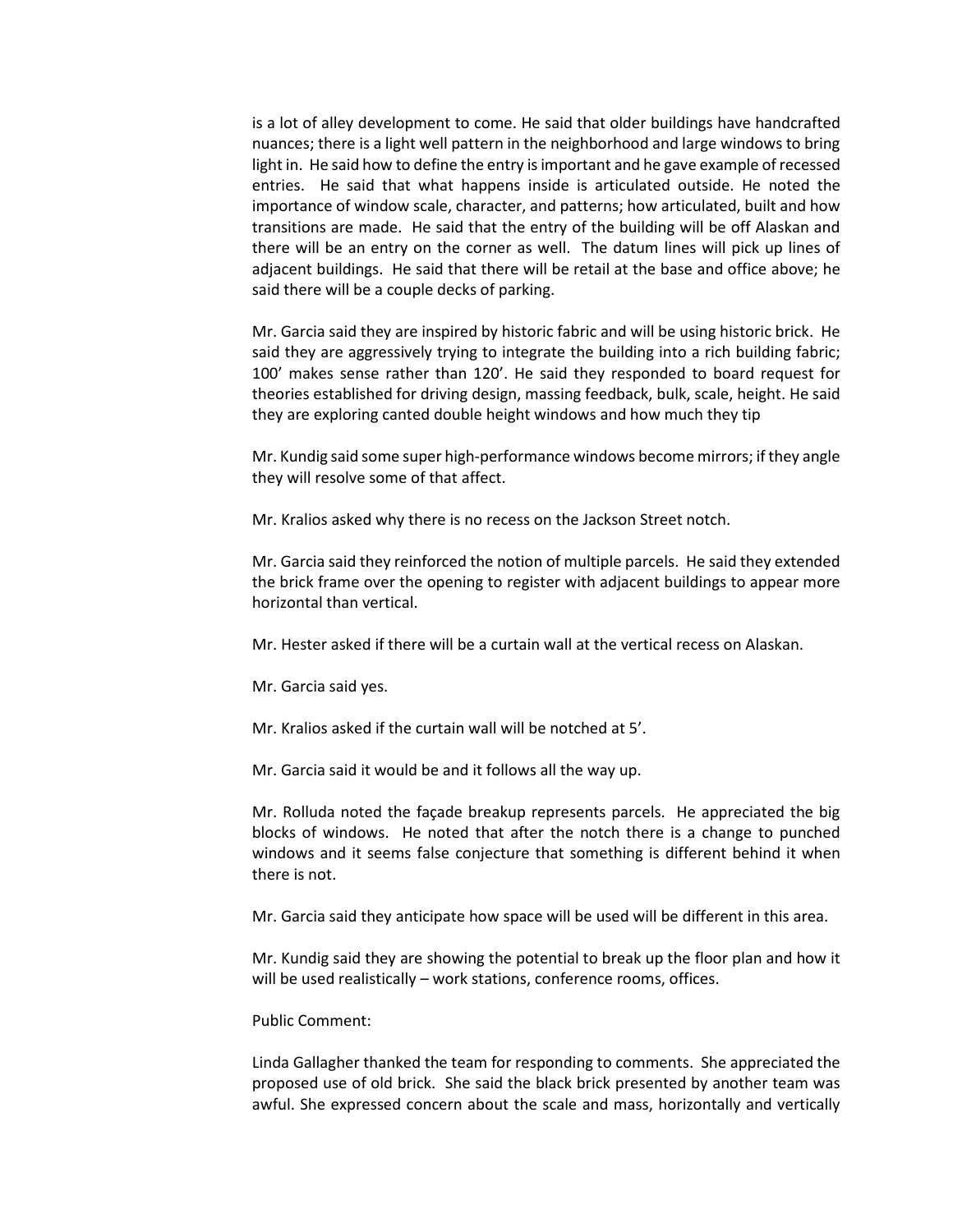is a lot of alley development to come. He said that older buildings have handcrafted nuances; there is a light well pattern in the neighborhood and large windows to bring light in. He said how to define the entry is important and he gave example of recessed entries. He said that what happens inside is articulated outside. He noted the importance of window scale, character, and patterns; how articulated, built and how transitions are made. He said that the entry of the building will be off Alaskan and there will be an entry on the corner as well. The datum lines will pick up lines of adjacent buildings. He said that there will be retail at the base and office above; he said there will be a couple decks of parking.

Mr. Garcia said they are inspired by historic fabric and will be using historic brick. He said they are aggressively trying to integrate the building into a rich building fabric; 100' makes sense rather than 120'. He said they responded to board request for theories established for driving design, massing feedback, bulk, scale, height. He said they are exploring canted double height windows and how much they tip

Mr. Kundig said some super high-performance windows become mirrors; if they angle they will resolve some of that affect.

Mr. Kralios asked why there is no recess on the Jackson Street notch.

Mr. Garcia said they reinforced the notion of multiple parcels. He said they extended the brick frame over the opening to register with adjacent buildings to appear more horizontal than vertical.

Mr. Hester asked if there will be a curtain wall at the vertical recess on Alaskan.

Mr. Garcia said yes.

Mr. Kralios asked if the curtain wall will be notched at 5'.

Mr. Garcia said it would be and it follows all the way up.

Mr. Rolluda noted the façade breakup represents parcels. He appreciated the big blocks of windows. He noted that after the notch there is a change to punched windows and it seems false conjecture that something is different behind it when there is not.

Mr. Garcia said they anticipate how space will be used will be different in this area.

Mr. Kundig said they are showing the potential to break up the floor plan and how it will be used realistically – work stations, conference rooms, offices.

Public Comment:

Linda Gallagher thanked the team for responding to comments. She appreciated the proposed use of old brick. She said the black brick presented by another team was awful. She expressed concern about the scale and mass, horizontally and vertically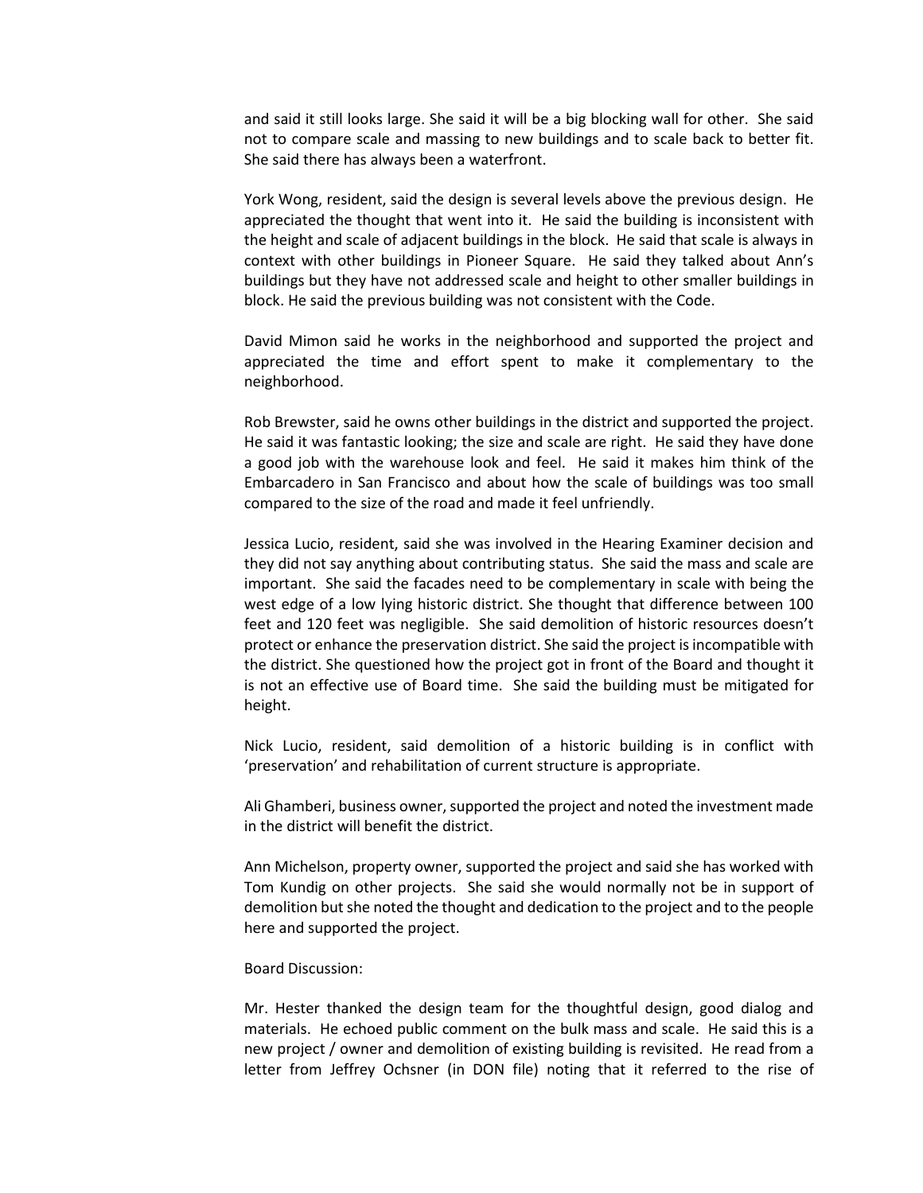and said it still looks large. She said it will be a big blocking wall for other. She said not to compare scale and massing to new buildings and to scale back to better fit. She said there has always been a waterfront.

York Wong, resident, said the design is several levels above the previous design. He appreciated the thought that went into it. He said the building is inconsistent with the height and scale of adjacent buildings in the block. He said that scale is always in context with other buildings in Pioneer Square. He said they talked about Ann's buildings but they have not addressed scale and height to other smaller buildings in block. He said the previous building was not consistent with the Code.

David Mimon said he works in the neighborhood and supported the project and appreciated the time and effort spent to make it complementary to the neighborhood.

Rob Brewster, said he owns other buildings in the district and supported the project. He said it was fantastic looking; the size and scale are right. He said they have done a good job with the warehouse look and feel. He said it makes him think of the Embarcadero in San Francisco and about how the scale of buildings was too small compared to the size of the road and made it feel unfriendly.

Jessica Lucio, resident, said she was involved in the Hearing Examiner decision and they did not say anything about contributing status. She said the mass and scale are important. She said the facades need to be complementary in scale with being the west edge of a low lying historic district. She thought that difference between 100 feet and 120 feet was negligible. She said demolition of historic resources doesn't protect or enhance the preservation district. She said the project is incompatible with the district. She questioned how the project got in front of the Board and thought it is not an effective use of Board time. She said the building must be mitigated for height.

Nick Lucio, resident, said demolition of a historic building is in conflict with 'preservation' and rehabilitation of current structure is appropriate.

Ali Ghamberi, business owner, supported the project and noted the investment made in the district will benefit the district.

Ann Michelson, property owner, supported the project and said she has worked with Tom Kundig on other projects. She said she would normally not be in support of demolition but she noted the thought and dedication to the project and to the people here and supported the project.

Board Discussion:

Mr. Hester thanked the design team for the thoughtful design, good dialog and materials. He echoed public comment on the bulk mass and scale. He said this is a new project / owner and demolition of existing building is revisited. He read from a letter from Jeffrey Ochsner (in DON file) noting that it referred to the rise of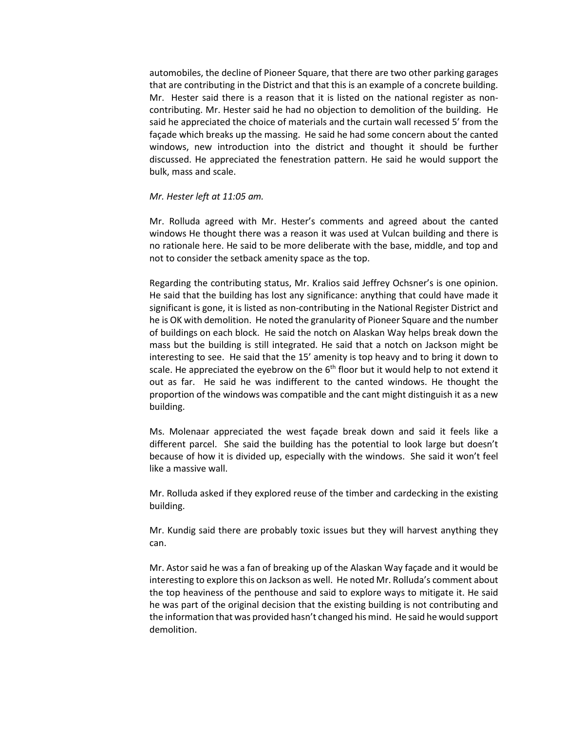automobiles, the decline of Pioneer Square, that there are two other parking garages that are contributing in the District and that this is an example of a concrete building. Mr. Hester said there is a reason that it is listed on the national register as non-contributing. Mr. Hester said he had no objection to demolition of the building. He said he appreciated the choice of materials and the curtain wall recessed 5' from the façade which breaks up the massing. He said he had some concern about the canted windows, new introduction into the district and thought it should be further discussed. He appreciated the fenestration pattern. He said he would support the bulk, mass and scale.

*Mr. Hester left at 11:05 am.*

Mr. Rolluda agreed with Mr. Hester's comments and agreed about the canted windows He thought there was a reason it was used at Vulcan building and there is no rationale here. He said to be more deliberate with the base, middle, and top and not to consider the setback amenity space as the top.

Regarding the contributing status, Mr. Kralios said Jeffrey Ochsner's is one opinion. He said that the building has lost any significance: anything that could have made it significant is gone, it is listed as non-contributing in the National Register District and he is OK with demolition. He noted the granularity of Pioneer Square and the number of buildings on each block. He said the notch on Alaskan Way helps break down the mass but the building is still integrated. He said that a notch on Jackson might be interesting to see. He said that the 15' amenity is top heavy and to bring it down to scale. He appreciated the eyebrow on the 6th floor but it would help to not extend it out as far. He said he was indifferent to the canted windows. He thought the proportion of the windows was compatible and the cant might distinguish it as a new building.

Ms. Molenaar appreciated the west façade break down and said it feels like a different parcel. She said the building has the potential to look large but doesn't because of how it is divided up, especially with the windows. She said it won't feel like a massive wall.

Mr. Rolluda asked if they explored reuse of the timber and cardecking in the existing building.

Mr. Kundig said there are probably toxic issues but they will harvest anything they can.

Mr. Astor said he was a fan of breaking up of the Alaskan Way façade and it would be interesting to explore this on Jackson as well. He noted Mr. Rolluda's comment about the top heaviness of the penthouse and said to explore ways to mitigate it. He said he was part of the original decision that the existing building is not contributing and the information that was provided hasn't changed his mind. He said he would support demolition.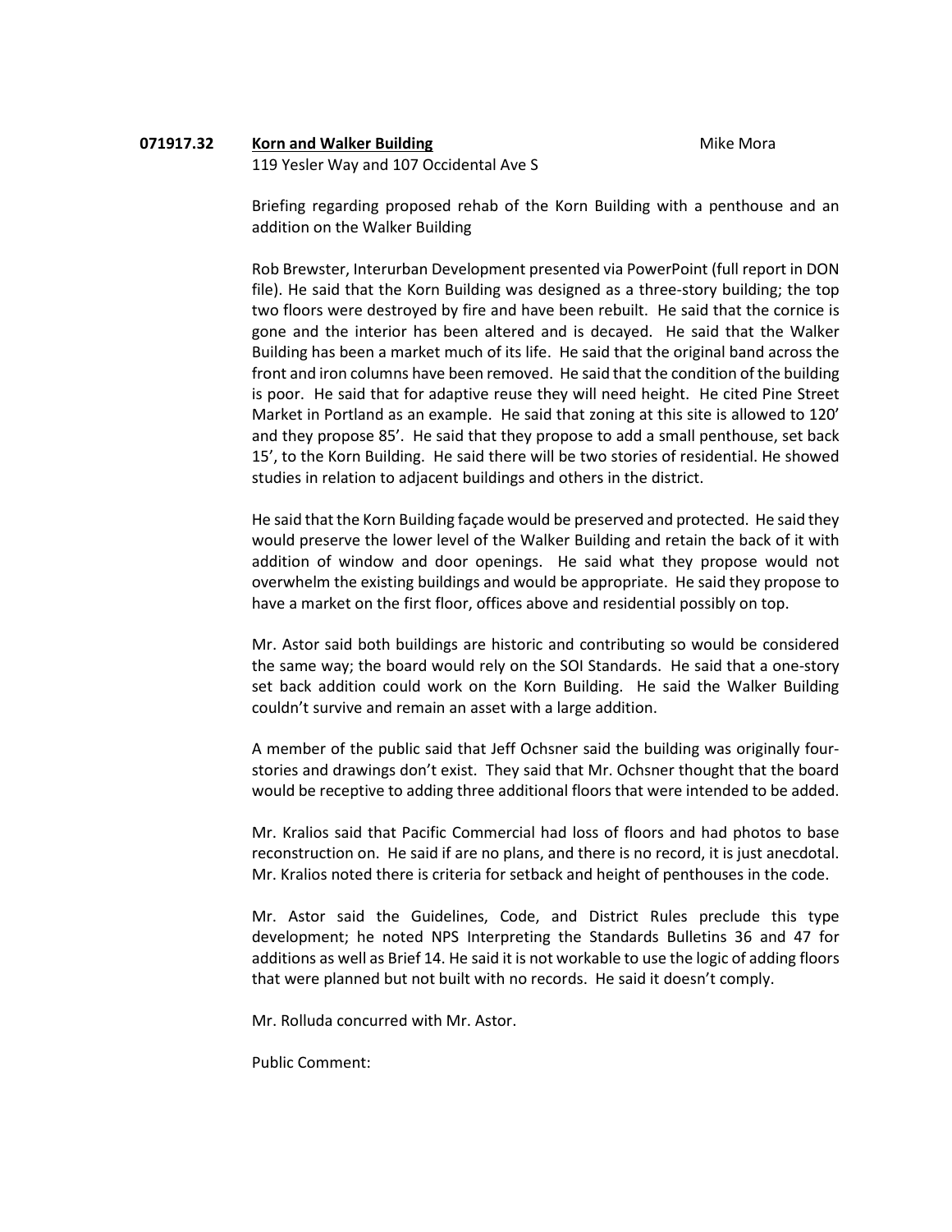**071917.32** **Korn and Walker Building** Mike Mora

119 Yesler Way and 107 Occidental Ave S

Briefing regarding proposed rehab of the Korn Building with a penthouse and an addition on the Walker Building

Rob Brewster, Interurban Development presented via PowerPoint (full report in DON file). He said that the Korn Building was designed as a three-story building; the top two floors were destroyed by fire and have been rebuilt. He said that the cornice is gone and the interior has been altered and is decayed. He said that the Walker Building has been a market much of its life. He said that the original band across the front and iron columns have been removed. He said that the condition of the building is poor. He said that for adaptive reuse they will need height. He cited Pine Street Market in Portland as an example. He said that zoning at this site is allowed to 120' and they propose 85'. He said that they propose to add a small penthouse, set back 15', to the Korn Building. He said there will be two stories of residential. He showed studies in relation to adjacent buildings and others in the district.

He said that the Korn Building façade would be preserved and protected. He said they would preserve the lower level of the Walker Building and retain the back of it with addition of window and door openings. He said what they propose would not overwhelm the existing buildings and would be appropriate. He said they propose to have a market on the first floor, offices above and residential possibly on top.

Mr. Astor said both buildings are historic and contributing so would be considered the same way; the board would rely on the SOI Standards. He said that a one-story set back addition could work on the Korn Building. He said the Walker Building couldn't survive and remain an asset with a large addition.

A member of the public said that Jeff Ochsner said the building was originally four-stories and drawings don't exist. They said that Mr. Ochsner thought that the board would be receptive to adding three additional floors that were intended to be added.

Mr. Kralios said that Pacific Commercial had loss of floors and had photos to base reconstruction on. He said if are no plans, and there is no record, it is just anecdotal. Mr. Kralios noted there is criteria for setback and height of penthouses in the code.

Mr. Astor said the Guidelines, Code, and District Rules preclude this type development; he noted NPS Interpreting the Standards Bulletins 36 and 47 for additions as well as Brief 14. He said it is not workable to use the logic of adding floors that were planned but not built with no records. He said it doesn't comply.

Mr. Rolluda concurred with Mr. Astor.

Public Comment: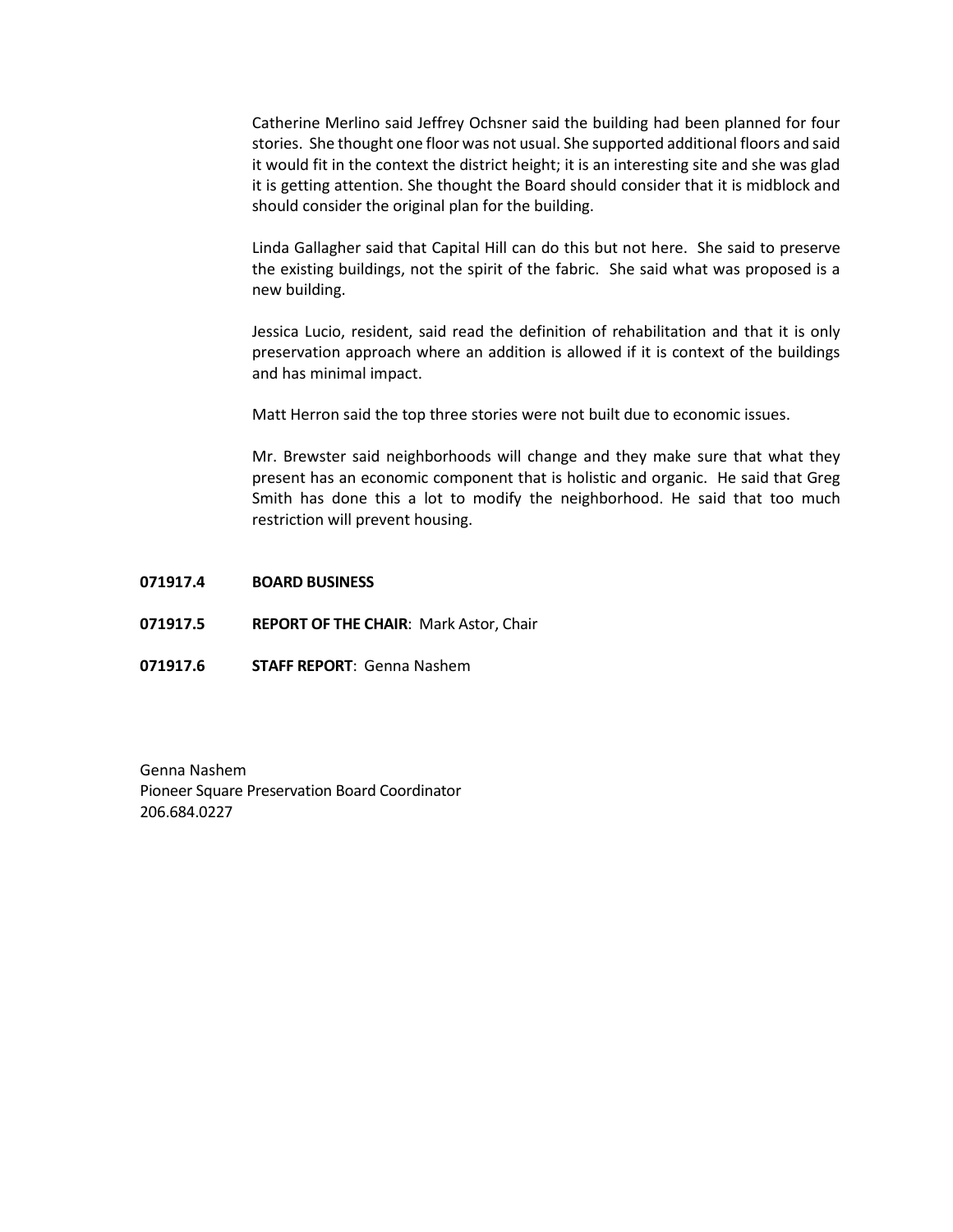Catherine Merlino said Jeffrey Ochsner said the building had been planned for four stories. She thought one floor was not usual. She supported additional floors and said it would fit in the context the district height; it is an interesting site and she was glad it is getting attention. She thought the Board should consider that it is midblock and should consider the original plan for the building.

Linda Gallagher said that Capital Hill can do this but not here. She said to preserve the existing buildings, not the spirit of the fabric. She said what was proposed is a new building.

Jessica Lucio, resident, said read the definition of rehabilitation and that it is only preservation approach where an addition is allowed if it is context of the buildings and has minimal impact.

Matt Herron said the top three stories were not built due to economic issues.

Mr. Brewster said neighborhoods will change and they make sure that what they present has an economic component that is holistic and organic. He said that Greg Smith has done this a lot to modify the neighborhood. He said that too much restriction will prevent housing.

**071917.4 BOARD BUSINESS**

**071917.5 REPORT OF THE CHAIR**: Mark Astor, Chair

**071917.6 STAFF REPORT**: Genna Nashem

Genna Nashem
Pioneer Square Preservation Board Coordinator
206.684.0227